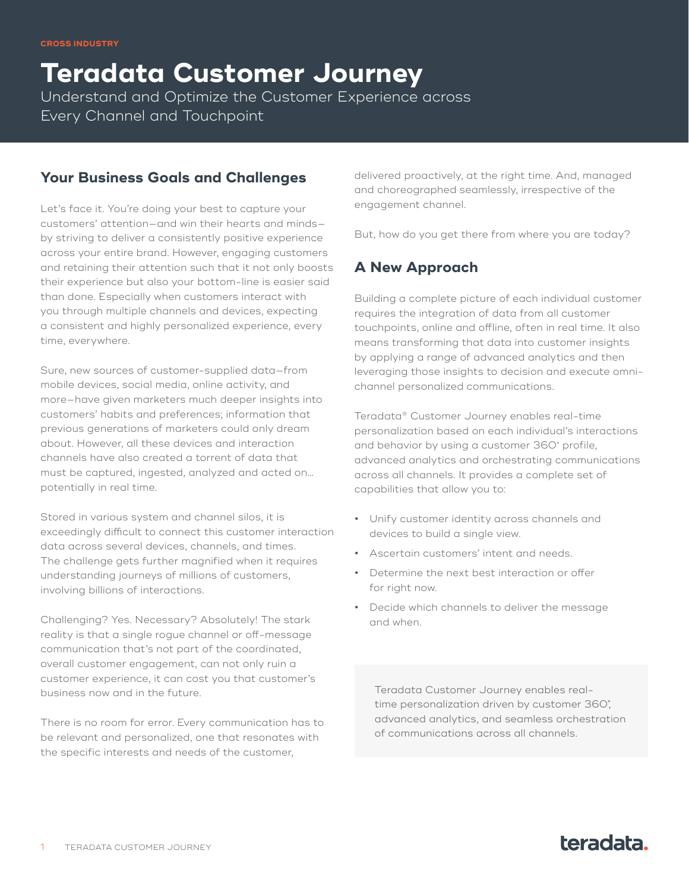CROSS INDUSTRY

# Teradata Customer Journey

Understand and Optimize the Customer Experience across Every Channel and Touchpoint

## Your Business Goals and Challenges

Let's face it. You're doing your best to capture your customers' attention—and win their hearts and minds—by striving to deliver a consistently positive experience across your entire brand. However, engaging customers and retaining their attention such that it not only boosts their experience but also your bottom-line is easier said than done. Especially when customers interact with you through multiple channels and devices, expecting a consistent and highly personalized experience, every time, everywhere.

Sure, new sources of customer-supplied data—from mobile devices, social media, online activity, and more—have given marketers much deeper insights into customers' habits and preferences; information that previous generations of marketers could only dream about. However, all these devices and interaction channels have also created a torrent of data that must be captured, ingested, analyzed and acted on… potentially in real time.

Stored in various system and channel silos, it is exceedingly difficult to connect this customer interaction data across several devices, channels, and times. The challenge gets further magnified when it requires understanding journeys of millions of customers, involving billions of interactions.

Challenging? Yes. Necessary? Absolutely! The stark reality is that a single rogue channel or off-message communication that's not part of the coordinated, overall customer engagement, can not only ruin a customer experience, it can cost you that customer's business now and in the future.

There is no room for error. Every communication has to be relevant and personalized, one that resonates with the specific interests and needs of the customer, delivered proactively, at the right time. And, managed and choreographed seamlessly, irrespective of the engagement channel.

But, how do you get there from where you are today?

## A New Approach

Building a complete picture of each individual customer requires the integration of data from all customer touchpoints, online and offline, often in real time. It also means transforming that data into customer insights by applying a range of advanced analytics and then leveraging those insights to decision and execute omni-channel personalized communications.

Teradata® Customer Journey enables real-time personalization based on each individual's interactions and behavior by using a customer 360° profile, advanced analytics and orchestrating communications across all channels. It provides a complete set of capabilities that allow you to:

- Unify customer identity across channels and devices to build a single view.
- Ascertain customers' intent and needs.
- Determine the next best interaction or offer for right now.
- Decide which channels to deliver the message and when.

> Teradata Customer Journey enables real-time personalization driven by customer 360°, advanced analytics, and seamless orchestration of communications across all channels.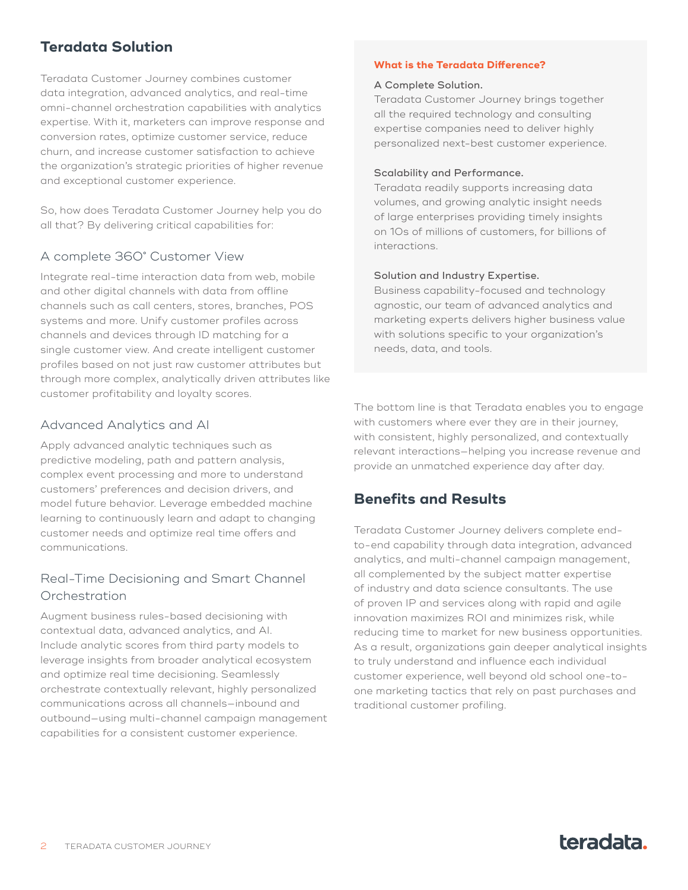## Teradata Solution

Teradata Customer Journey combines customer data integration, advanced analytics, and real-time omni-channel orchestration capabilities with analytics expertise. With it, marketers can improve response and conversion rates, optimize customer service, reduce churn, and increase customer satisfaction to achieve the organization's strategic priorities of higher revenue and exceptional customer experience.

So, how does Teradata Customer Journey help you do all that? By delivering critical capabilities for:

### A complete 360° Customer View

Integrate real-time interaction data from web, mobile and other digital channels with data from offline channels such as call centers, stores, branches, POS systems and more. Unify customer profiles across channels and devices through ID matching for a single customer view. And create intelligent customer profiles based on not just raw customer attributes but through more complex, analytically driven attributes like customer profitability and loyalty scores.

### Advanced Analytics and AI

Apply advanced analytic techniques such as predictive modeling, path and pattern analysis, complex event processing and more to understand customers' preferences and decision drivers, and model future behavior. Leverage embedded machine learning to continuously learn and adapt to changing customer needs and optimize real time offers and communications.

### Real-Time Decisioning and Smart Channel Orchestration

Augment business rules-based decisioning with contextual data, advanced analytics, and AI. Include analytic scores from third party models to leverage insights from broader analytical ecosystem and optimize real time decisioning. Seamlessly orchestrate contextually relevant, highly personalized communications across all channels—inbound and outbound—using multi-channel campaign management capabilities for a consistent customer experience.

**What is the Teradata Difference?**

A Complete Solution.
Teradata Customer Journey brings together all the required technology and consulting expertise companies need to deliver highly personalized next-best customer experience.

Scalability and Performance.
Teradata readily supports increasing data volumes, and growing analytic insight needs of large enterprises providing timely insights on 10s of millions of customers, for billions of interactions.

Solution and Industry Expertise.
Business capability-focused and technology agnostic, our team of advanced analytics and marketing experts delivers higher business value with solutions specific to your organization's needs, data, and tools.

The bottom line is that Teradata enables you to engage with customers where ever they are in their journey, with consistent, highly personalized, and contextually relevant interactions—helping you increase revenue and provide an unmatched experience day after day.

## Benefits and Results

Teradata Customer Journey delivers complete end-to-end capability through data integration, advanced analytics, and multi-channel campaign management, all complemented by the subject matter expertise of industry and data science consultants. The use of proven IP and services along with rapid and agile innovation maximizes ROI and minimizes risk, while reducing time to market for new business opportunities. As a result, organizations gain deeper analytical insights to truly understand and influence each individual customer experience, well beyond old school one-to-one marketing tactics that rely on past purchases and traditional customer profiling.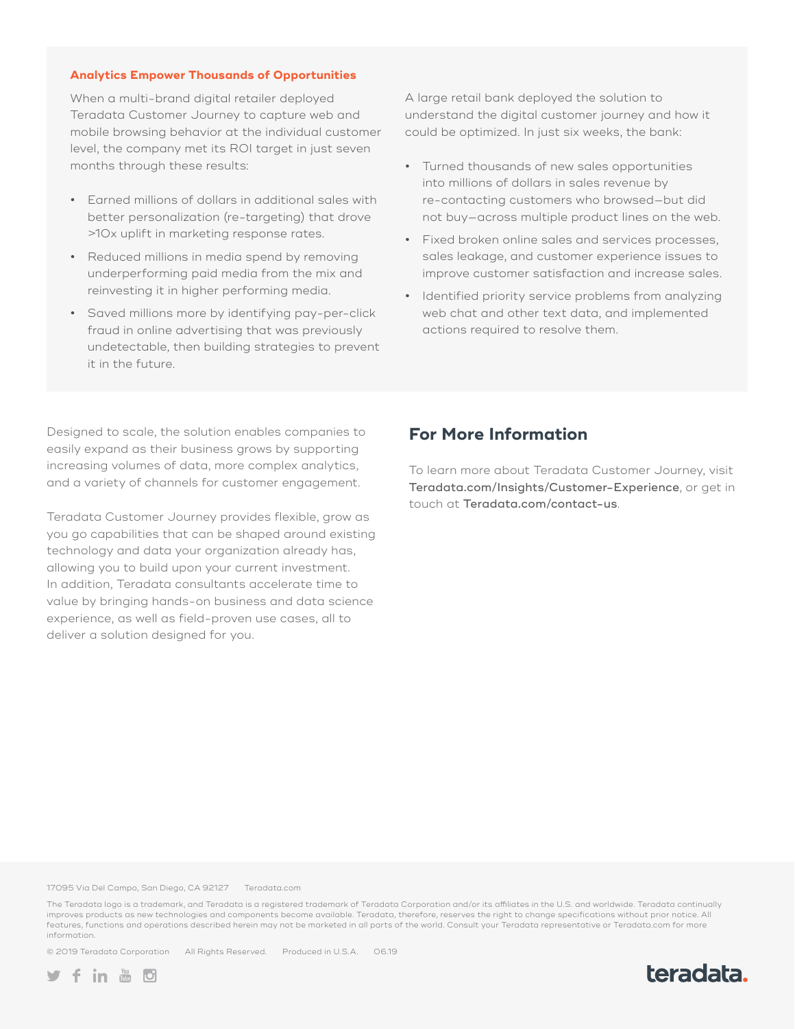### Analytics Empower Thousands of Opportunities

When a multi-brand digital retailer deployed Teradata Customer Journey to capture web and mobile browsing behavior at the individual customer level, the company met its ROI target in just seven months through these results:

- Earned millions of dollars in additional sales with better personalization (re-targeting) that drove >10x uplift in marketing response rates.
- Reduced millions in media spend by removing underperforming paid media from the mix and reinvesting it in higher performing media.
- Saved millions more by identifying pay-per-click fraud in online advertising that was previously undetectable, then building strategies to prevent it in the future.

A large retail bank deployed the solution to understand the digital customer journey and how it could be optimized. In just six weeks, the bank:

- Turned thousands of new sales opportunities into millions of dollars in sales revenue by re-contacting customers who browsed—but did not buy—across multiple product lines on the web.
- Fixed broken online sales and services processes, sales leakage, and customer experience issues to improve customer satisfaction and increase sales.
- Identified priority service problems from analyzing web chat and other text data, and implemented actions required to resolve them.

Designed to scale, the solution enables companies to easily expand as their business grows by supporting increasing volumes of data, more complex analytics, and a variety of channels for customer engagement.

Teradata Customer Journey provides flexible, grow as you go capabilities that can be shaped around existing technology and data your organization already has, allowing you to build upon your current investment. In addition, Teradata consultants accelerate time to value by bringing hands-on business and data science experience, as well as field-proven use cases, all to deliver a solution designed for you.

## For More Information

To learn more about Teradata Customer Journey, visit **Teradata.com/Insights/Customer-Experience**, or get in touch at **Teradata.com/contact-us**.

17095 Via Del Campo, San Diego, CA 92127    Teradata.com

The Teradata logo is a trademark, and Teradata is a registered trademark of Teradata Corporation and/or its affiliates in the U.S. and worldwide. Teradata continually improves products as new technologies and components become available. Teradata, therefore, reserves the right to change specifications without prior notice. All features, functions and operations described herein may not be marketed in all parts of the world. Consult your Teradata representative or Teradata.com for more information.

© 2019 Teradata Corporation    All Rights Reserved.    Produced in U.S.A.    06.19